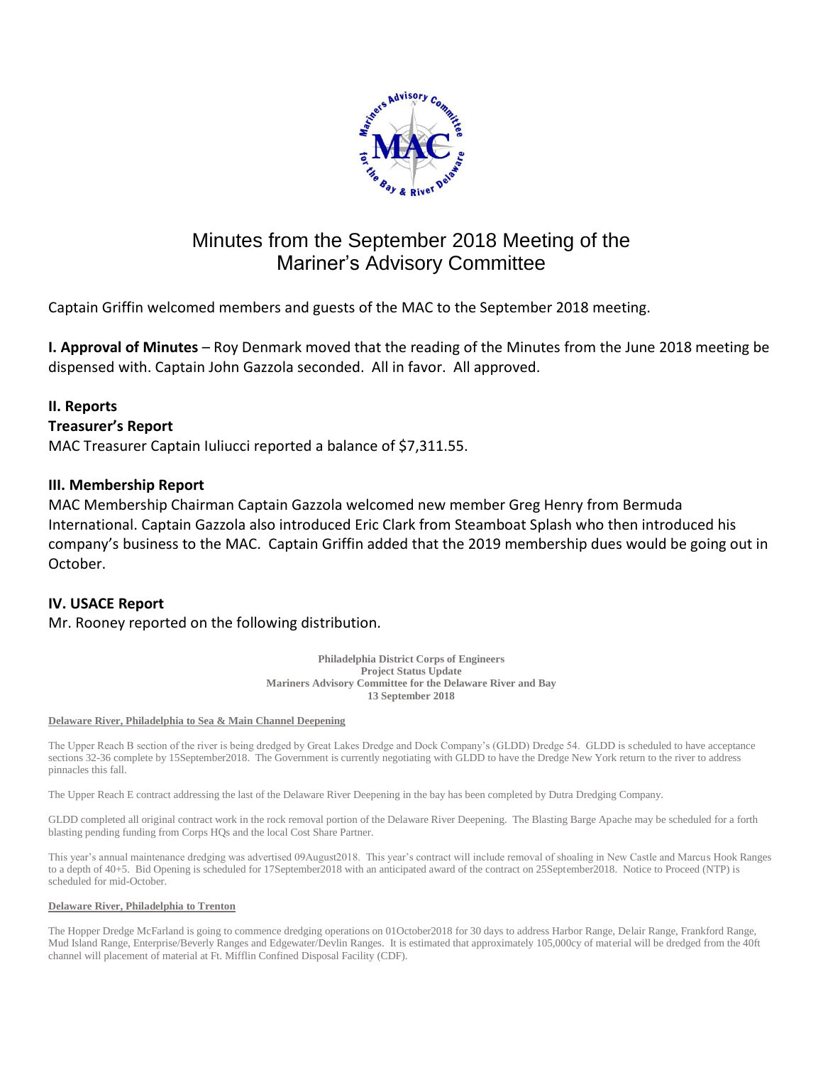# Minutes from the September 2018 Meeting of the Mariner's Advisory Committee

Captain Griffin welcomed members and guests of the MAC to the September 2018 meeting.

**I. Approval of Minutes** – Roy Denmark moved that the reading of the Minutes from the June 2018 meeting be dispensed with. Captain John Gazzola seconded. All in favor. All approved.

## II. Reports

### Treasurer's Report

MAC Treasurer Captain Iuliucci reported a balance of $7,311.55.

## III. Membership Report

MAC Membership Chairman Captain Gazzola welcomed new member Greg Henry from Bermuda International. Captain Gazzola also introduced Eric Clark from Steamboat Splash who then introduced his company's business to the MAC. Captain Griffin added that the 2019 membership dues would be going out in October.

## IV. USACE Report

Mr. Rooney reported on the following distribution.

**Philadelphia District Corps of Engineers**
**Project Status Update**
**Mariners Advisory Committee for the Delaware River and Bay**
**13 September 2018**

**Delaware River, Philadelphia to Sea & Main Channel Deepening**

The Upper Reach B section of the river is being dredged by Great Lakes Dredge and Dock Company's (GLDD) Dredge 54. GLDD is scheduled to have acceptance sections 32-36 complete by 15September2018. The Government is currently negotiating with GLDD to have the Dredge New York return to the river to address pinnacles this fall.

The Upper Reach E contract addressing the last of the Delaware River Deepening in the bay has been completed by Dutra Dredging Company.

GLDD completed all original contract work in the rock removal portion of the Delaware River Deepening. The Blasting Barge Apache may be scheduled for a forth blasting pending funding from Corps HQs and the local Cost Share Partner.

This year's annual maintenance dredging was advertised 09August2018. This year's contract will include removal of shoaling in New Castle and Marcus Hook Ranges to a depth of 40+5. Bid Opening is scheduled for 17September2018 with an anticipated award of the contract on 25September2018. Notice to Proceed (NTP) is scheduled for mid-October.

**Delaware River, Philadelphia to Trenton**

The Hopper Dredge McFarland is going to commence dredging operations on 01October2018 for 30 days to address Harbor Range, Delair Range, Frankford Range, Mud Island Range, Enterprise/Beverly Ranges and Edgewater/Devlin Ranges. It is estimated that approximately 105,000cy of material will be dredged from the 40ft channel will placement of material at Ft. Mifflin Confined Disposal Facility (CDF).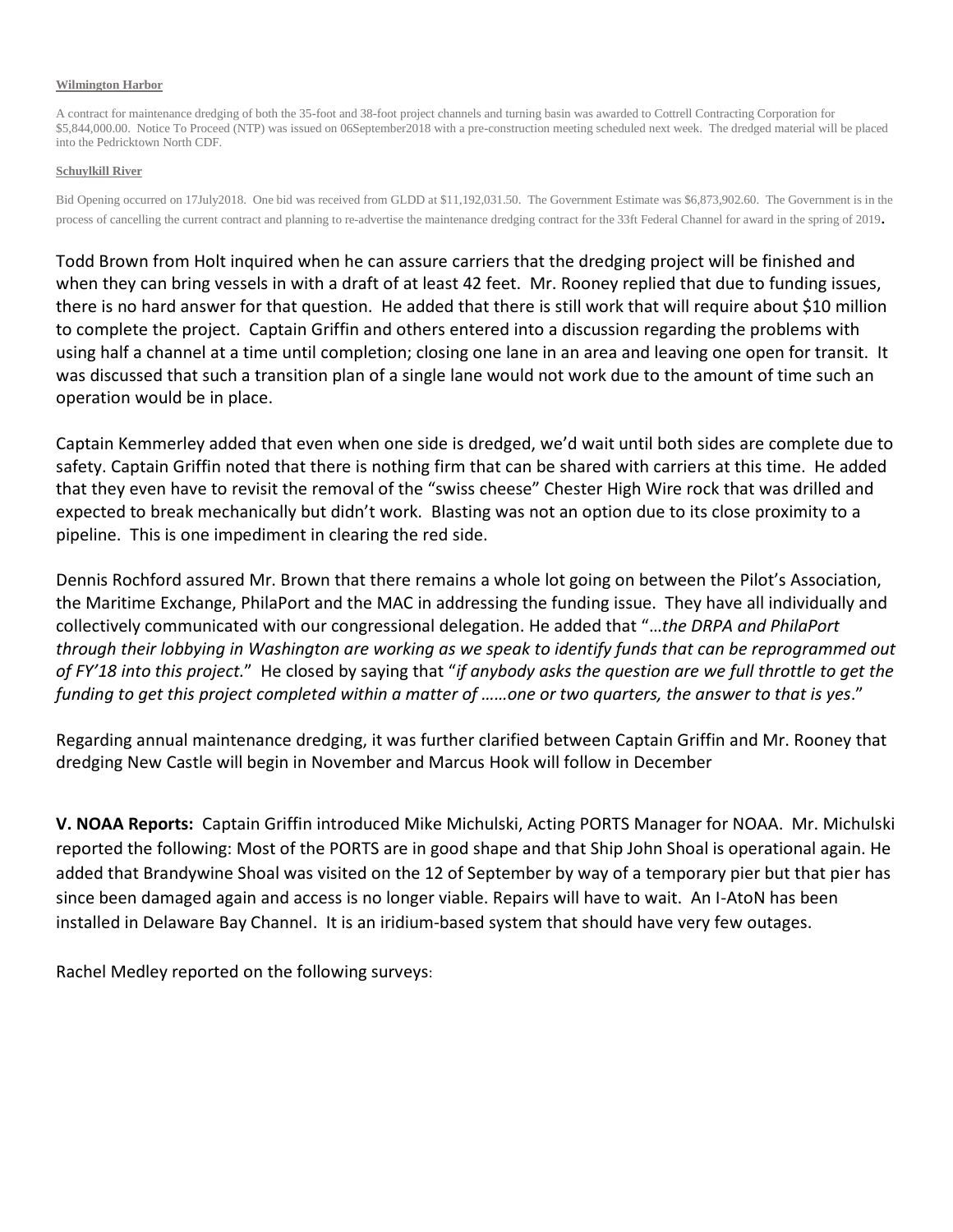**Wilmington Harbor**

A contract for maintenance dredging of both the 35-foot and 38-foot project channels and turning basin was awarded to Cottrell Contracting Corporation for $5,844,000.00. Notice To Proceed (NTP) was issued on 06September2018 with a pre-construction meeting scheduled next week. The dredged material will be placed into the Pedricktown North CDF.

**Schuylkill River**

Bid Opening occurred on 17July2018. One bid was received from GLDD at $11,192,031.50. The Government Estimate was $6,873,902.60. The Government is in the process of cancelling the current contract and planning to re-advertise the maintenance dredging contract for the 33ft Federal Channel for award in the spring of 2019.

Todd Brown from Holt inquired when he can assure carriers that the dredging project will be finished and when they can bring vessels in with a draft of at least 42 feet. Mr. Rooney replied that due to funding issues, there is no hard answer for that question. He added that there is still work that will require about $10 million to complete the project. Captain Griffin and others entered into a discussion regarding the problems with using half a channel at a time until completion; closing one lane in an area and leaving one open for transit. It was discussed that such a transition plan of a single lane would not work due to the amount of time such an operation would be in place.

Captain Kemmerley added that even when one side is dredged, we'd wait until both sides are complete due to safety. Captain Griffin noted that there is nothing firm that can be shared with carriers at this time. He added that they even have to revisit the removal of the "swiss cheese" Chester High Wire rock that was drilled and expected to break mechanically but didn't work. Blasting was not an option due to its close proximity to a pipeline. This is one impediment in clearing the red side.

Dennis Rochford assured Mr. Brown that there remains a whole lot going on between the Pilot's Association, the Maritime Exchange, PhilaPort and the MAC in addressing the funding issue. They have all individually and collectively communicated with our congressional delegation. He added that "*…the DRPA and PhilaPort through their lobbying in Washington are working as we speak to identify funds that can be reprogrammed out of FY'18 into this project.*" He closed by saying that "*if anybody asks the question are we full throttle to get the funding to get this project completed within a matter of ……one or two quarters, the answer to that is yes*."

Regarding annual maintenance dredging, it was further clarified between Captain Griffin and Mr. Rooney that dredging New Castle will begin in November and Marcus Hook will follow in December

**V. NOAA Reports:** Captain Griffin introduced Mike Michulski, Acting PORTS Manager for NOAA. Mr. Michulski reported the following: Most of the PORTS are in good shape and that Ship John Shoal is operational again. He added that Brandywine Shoal was visited on the 12 of September by way of a temporary pier but that pier has since been damaged again and access is no longer viable. Repairs will have to wait. An I-AtoN has been installed in Delaware Bay Channel. It is an iridium-based system that should have very few outages.

Rachel Medley reported on the following surveys: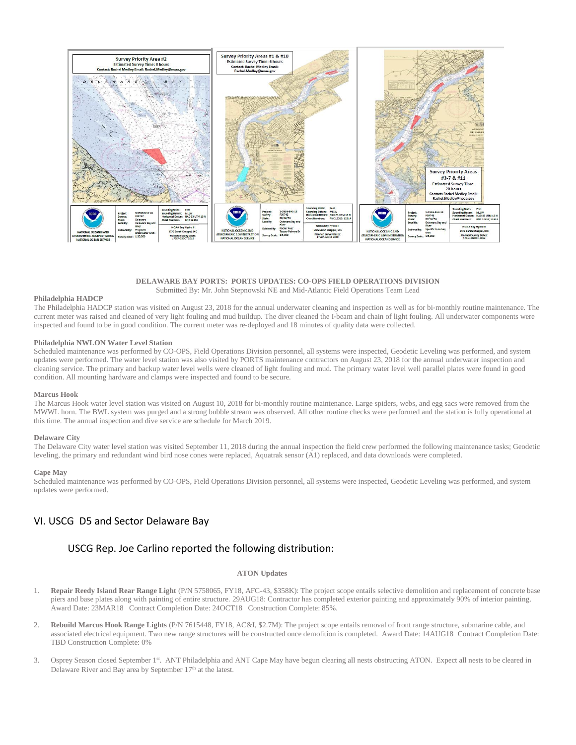Survey Priority Area #2
Estimated Survey Time: 8 hours
Contact: Rachel Medley Email: Rachel.Medley@noaa.gov

Survey Priority Areas #1 & #10
Estimated Survey Time: 6 hours
Contact: Rachel Medley Email: Rachel.Medley@noaa.gov

Survey Priority Areas #3-7 & #11
Estimated Survey Time: 20 hours
Contact: Rachel Medley Email: Rachel.Medley@noaa.gov

**DELAWARE BAY PORTS: PORTS UPDATES: CO-OPS FIELD OPERATIONS DIVISION**

Submitted By: Mr. John Stepnowski NE and Mid-Atlantic Field Operations Team Lead

**Philadelphia HADCP**

The Philadelphia HADCP station was visited on August 23, 2018 for the annual underwater cleaning and inspection as well as for bi-monthly routine maintenance. The current meter was raised and cleaned of very light fouling and mud buildup. The diver cleaned the I-beam and chain of light fouling. All underwater components were inspected and found to be in good condition. The current meter was re-deployed and 18 minutes of quality data were collected.

**Philadelphia NWLON Water Level Station**

Scheduled maintenance was performed by CO-OPS, Field Operations Division personnel, all systems were inspected, Geodetic Leveling was performed, and system updates were performed. The water level station was also visited by PORTS maintenance contractors on August 23, 2018 for the annual underwater inspection and cleaning service. The primary and backup water level wells were cleaned of light fouling and mud. The primary water level well parallel plates were found in good condition. All mounting hardware and clamps were inspected and found to be secure.

**Marcus Hook**

The Marcus Hook water level station was visited on August 10, 2018 for bi-monthly routine maintenance. Large spiders, webs, and egg sacs were removed from the MWWL horn. The BWL system was purged and a strong bubble stream was observed. All other routine checks were performed and the station is fully operational at this time. The annual inspection and dive service are schedule for March 2019.

**Delaware City**

The Delaware City water level station was visited September 11, 2018 during the annual inspection the field crew performed the following maintenance tasks; Geodetic leveling, the primary and redundant wind bird nose cones were replaced, Aquatrak sensor (A1) replaced, and data downloads were completed.

**Cape May**

Scheduled maintenance was performed by CO-OPS, Field Operations Division personnel, all systems were inspected, Geodetic Leveling was performed, and system updates were performed.

## VI. USCG D5 and Sector Delaware Bay

### USCG Rep. Joe Carlino reported the following distribution:

**ATON Updates**

1. **Repair Reedy Island Rear Range Light** (P/N 5758065, FY18, AFC-43, $358K): The project scope entails selective demolition and replacement of concrete base piers and base plates along with painting of entire structure. 29AUG18: Contractor has completed exterior painting and approximately 90% of interior painting. Award Date: 23MAR18 Contract Completion Date: 24OCT18 Construction Complete: 85%.

2. **Rebuild Marcus Hook Range Lights** (P/N 7615448, FY18, AC&I, $2.7M): The project scope entails removal of front range structure, submarine cable, and associated electrical equipment. Two new range structures will be constructed once demolition is completed. Award Date: 14AUG18 Contract Completion Date: TBD Construction Complete: 0%

3. Osprey Season closed September 1st. ANT Philadelphia and ANT Cape May have begun clearing all nests obstructing ATON. Expect all nests to be cleared in Delaware River and Bay area by September 17th at the latest.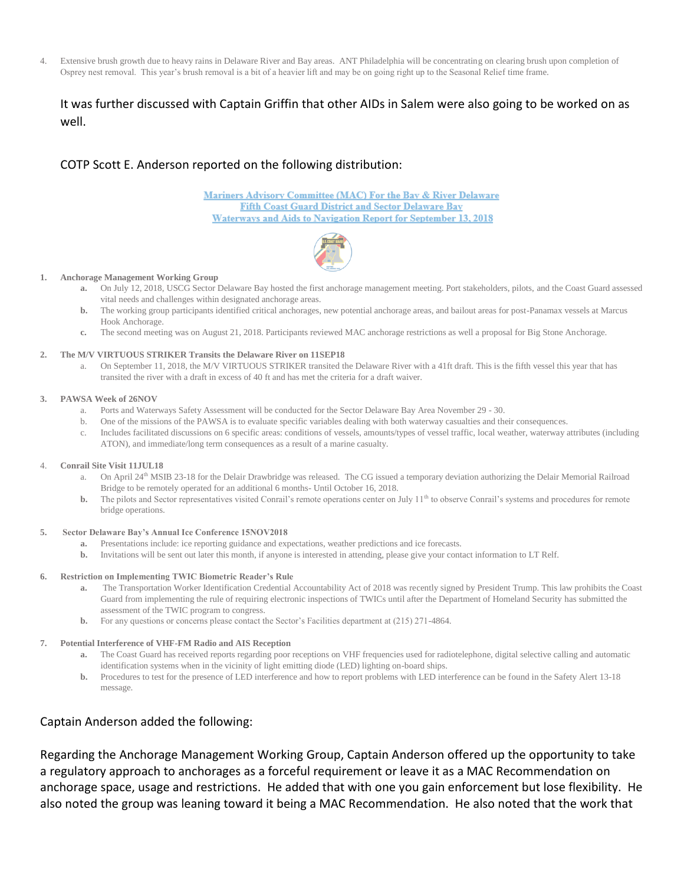4. Extensive brush growth due to heavy rains in Delaware River and Bay areas. ANT Philadelphia will be concentrating on clearing brush upon completion of Osprey nest removal. This year's brush removal is a bit of a heavier lift and may be on going right up to the Seasonal Relief time frame.

It was further discussed with Captain Griffin that other AIDs in Salem were also going to be worked on as well.

COTP Scott E. Anderson reported on the following distribution:

**Mariners Advisory Committee (MAC) For the Bay & River Delaware**
**Fifth Coast Guard District and Sector Delaware Bay**
**Waterways and Aids to Navigation Report for September 13, 2018**

1. **Anchorage Management Working Group**
   - **a.** On July 12, 2018, USCG Sector Delaware Bay hosted the first anchorage management meeting. Port stakeholders, pilots, and the Coast Guard assessed vital needs and challenges within designated anchorage areas.
   - **b.** The working group participants identified critical anchorages, new potential anchorage areas, and bailout areas for post-Panamax vessels at Marcus Hook Anchorage.
   - **c.** The second meeting was on August 21, 2018. Participants reviewed MAC anchorage restrictions as well a proposal for Big Stone Anchorage.

2. **The M/V VIRTUOUS STRIKER Transits the Delaware River on 11SEP18**
   - a. On September 11, 2018, the M/V VIRTUOUS STRIKER transited the Delaware River with a 41ft draft. This is the fifth vessel this year that has transited the river with a draft in excess of 40 ft and has met the criteria for a draft waiver.

3. **PAWSA Week of 26NOV**
   - a. Ports and Waterways Safety Assessment will be conducted for the Sector Delaware Bay Area November 29 - 30.
   - b. One of the missions of the PAWSA is to evaluate specific variables dealing with both waterway casualties and their consequences.
   - c. Includes facilitated discussions on 6 specific areas: conditions of vessels, amounts/types of vessel traffic, local weather, waterway attributes (including ATON), and immediate/long term consequences as a result of a marine casualty.

4. **Conrail Site Visit 11JUL18**
   - a. On April 24th MSIB 23-18 for the Delair Drawbridge was released. The CG issued a temporary deviation authorizing the Delair Memorial Railroad Bridge to be remotely operated for an additional 6 months- Until October 16, 2018.
   - **b.** The pilots and Sector representatives visited Conrail's remote operations center on July 11th to observe Conrail's systems and procedures for remote bridge operations.

5. **Sector Delaware Bay's Annual Ice Conference 15NOV2018**
   - **a.** Presentations include: ice reporting guidance and expectations, weather predictions and ice forecasts.
   - **b.** Invitations will be sent out later this month, if anyone is interested in attending, please give your contact information to LT Relf.

6. **Restriction on Implementing TWIC Biometric Reader's Rule**
   - **a.** The Transportation Worker Identification Credential Accountability Act of 2018 was recently signed by President Trump. This law prohibits the Coast Guard from implementing the rule of requiring electronic inspections of TWICs until after the Department of Homeland Security has submitted the assessment of the TWIC program to congress.
   - **b.** For any questions or concerns please contact the Sector's Facilities department at (215) 271-4864.

7. **Potential Interference of VHF-FM Radio and AIS Reception**
   - **a.** The Coast Guard has received reports regarding poor receptions on VHF frequencies used for radiotelephone, digital selective calling and automatic identification systems when in the vicinity of light emitting diode (LED) lighting on-board ships.
   - **b.** Procedures to test for the presence of LED interference and how to report problems with LED interference can be found in the Safety Alert 13-18 message.

Captain Anderson added the following:

Regarding the Anchorage Management Working Group, Captain Anderson offered up the opportunity to take a regulatory approach to anchorages as a forceful requirement or leave it as a MAC Recommendation on anchorage space, usage and restrictions. He added that with one you gain enforcement but lose flexibility. He also noted the group was leaning toward it being a MAC Recommendation. He also noted that the work that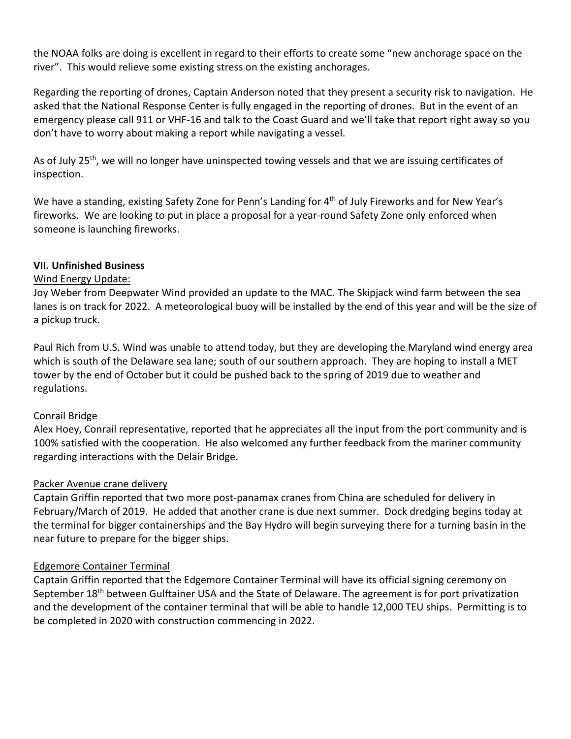the NOAA folks are doing is excellent in regard to their efforts to create some "new anchorage space on the river". This would relieve some existing stress on the existing anchorages.

Regarding the reporting of drones, Captain Anderson noted that they present a security risk to navigation. He asked that the National Response Center is fully engaged in the reporting of drones. But in the event of an emergency please call 911 or VHF-16 and talk to the Coast Guard and we'll take that report right away so you don't have to worry about making a report while navigating a vessel.

As of July 25th, we will no longer have uninspected towing vessels and that we are issuing certificates of inspection.

We have a standing, existing Safety Zone for Penn's Landing for 4th of July Fireworks and for New Year's fireworks. We are looking to put in place a proposal for a year-round Safety Zone only enforced when someone is launching fireworks.

**VII. Unfinished Business**

Wind Energy Update:

Joy Weber from Deepwater Wind provided an update to the MAC. The Skipjack wind farm between the sea lanes is on track for 2022. A meteorological buoy will be installed by the end of this year and will be the size of a pickup truck.

Paul Rich from U.S. Wind was unable to attend today, but they are developing the Maryland wind energy area which is south of the Delaware sea lane; south of our southern approach. They are hoping to install a MET tower by the end of October but it could be pushed back to the spring of 2019 due to weather and regulations.

Conrail Bridge

Alex Hoey, Conrail representative, reported that he appreciates all the input from the port community and is 100% satisfied with the cooperation. He also welcomed any further feedback from the mariner community regarding interactions with the Delair Bridge.

Packer Avenue crane delivery

Captain Griffin reported that two more post-panamax cranes from China are scheduled for delivery in February/March of 2019. He added that another crane is due next summer. Dock dredging begins today at the terminal for bigger containerships and the Bay Hydro will begin surveying there for a turning basin in the near future to prepare for the bigger ships.

Edgemore Container Terminal

Captain Griffin reported that the Edgemore Container Terminal will have its official signing ceremony on September 18th between Gulftainer USA and the State of Delaware. The agreement is for port privatization and the development of the container terminal that will be able to handle 12,000 TEU ships. Permitting is to be completed in 2020 with construction commencing in 2022.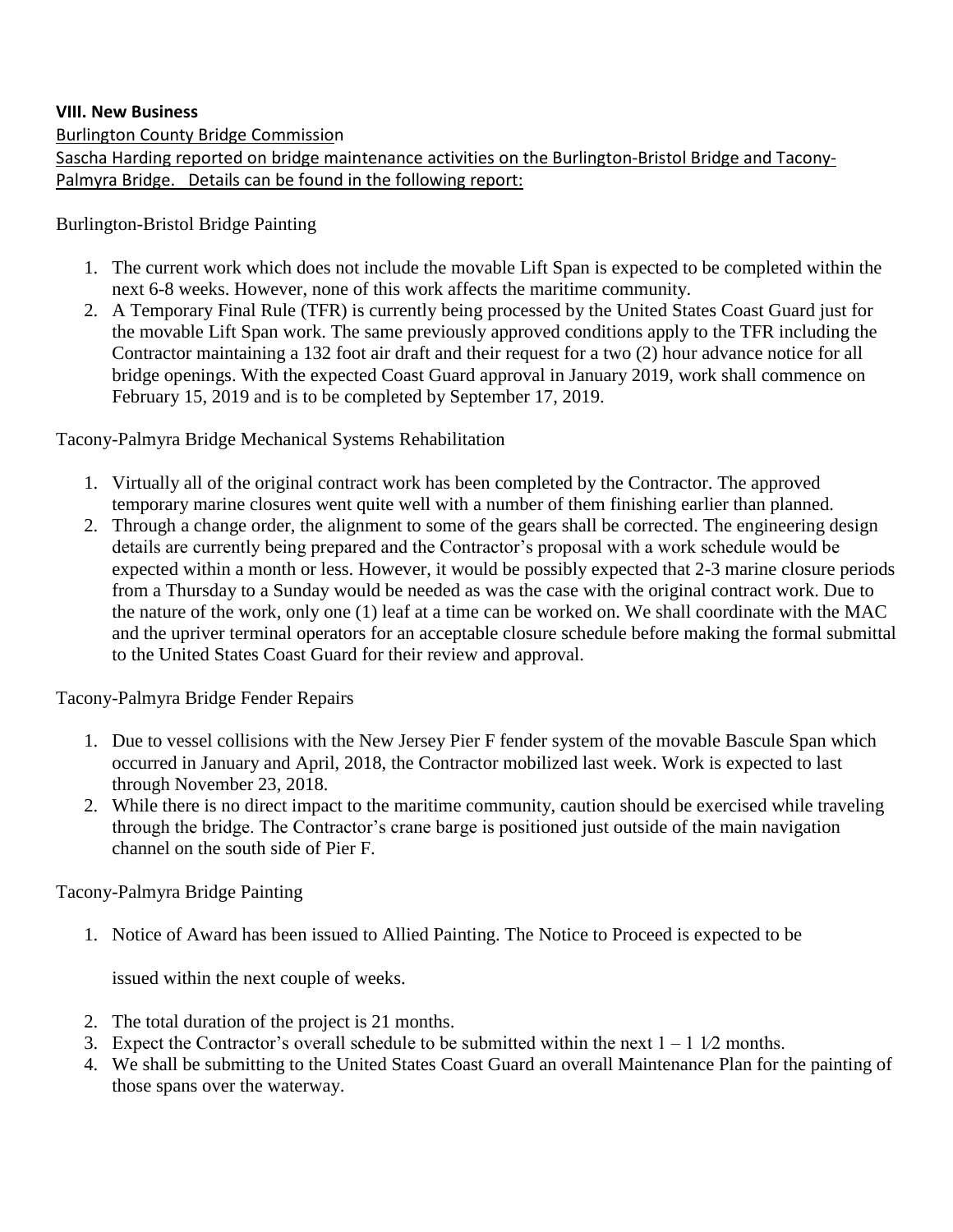**VIII. New Business**

Burlington County Bridge Commission

Sascha Harding reported on bridge maintenance activities on the Burlington-Bristol Bridge and Tacony-Palmyra Bridge. Details can be found in the following report:

Burlington-Bristol Bridge Painting

1. The current work which does not include the movable Lift Span is expected to be completed within the next 6-8 weeks. However, none of this work affects the maritime community.
2. A Temporary Final Rule (TFR) is currently being processed by the United States Coast Guard just for the movable Lift Span work. The same previously approved conditions apply to the TFR including the Contractor maintaining a 132 foot air draft and their request for a two (2) hour advance notice for all bridge openings. With the expected Coast Guard approval in January 2019, work shall commence on February 15, 2019 and is to be completed by September 17, 2019.

Tacony-Palmyra Bridge Mechanical Systems Rehabilitation

1. Virtually all of the original contract work has been completed by the Contractor. The approved temporary marine closures went quite well with a number of them finishing earlier than planned.
2. Through a change order, the alignment to some of the gears shall be corrected. The engineering design details are currently being prepared and the Contractor's proposal with a work schedule would be expected within a month or less. However, it would be possibly expected that 2-3 marine closure periods from a Thursday to a Sunday would be needed as was the case with the original contract work. Due to the nature of the work, only one (1) leaf at a time can be worked on. We shall coordinate with the MAC and the upriver terminal operators for an acceptable closure schedule before making the formal submittal to the United States Coast Guard for their review and approval.

Tacony-Palmyra Bridge Fender Repairs

1. Due to vessel collisions with the New Jersey Pier F fender system of the movable Bascule Span which occurred in January and April, 2018, the Contractor mobilized last week. Work is expected to last through November 23, 2018.
2. While there is no direct impact to the maritime community, caution should be exercised while traveling through the bridge. The Contractor's crane barge is positioned just outside of the main navigation channel on the south side of Pier F.

Tacony-Palmyra Bridge Painting

1. Notice of Award has been issued to Allied Painting. The Notice to Proceed is expected to be issued within the next couple of weeks.
2. The total duration of the project is 21 months.
3. Expect the Contractor's overall schedule to be submitted within the next 1 – 1 1⁄2 months.
4. We shall be submitting to the United States Coast Guard an overall Maintenance Plan for the painting of those spans over the waterway.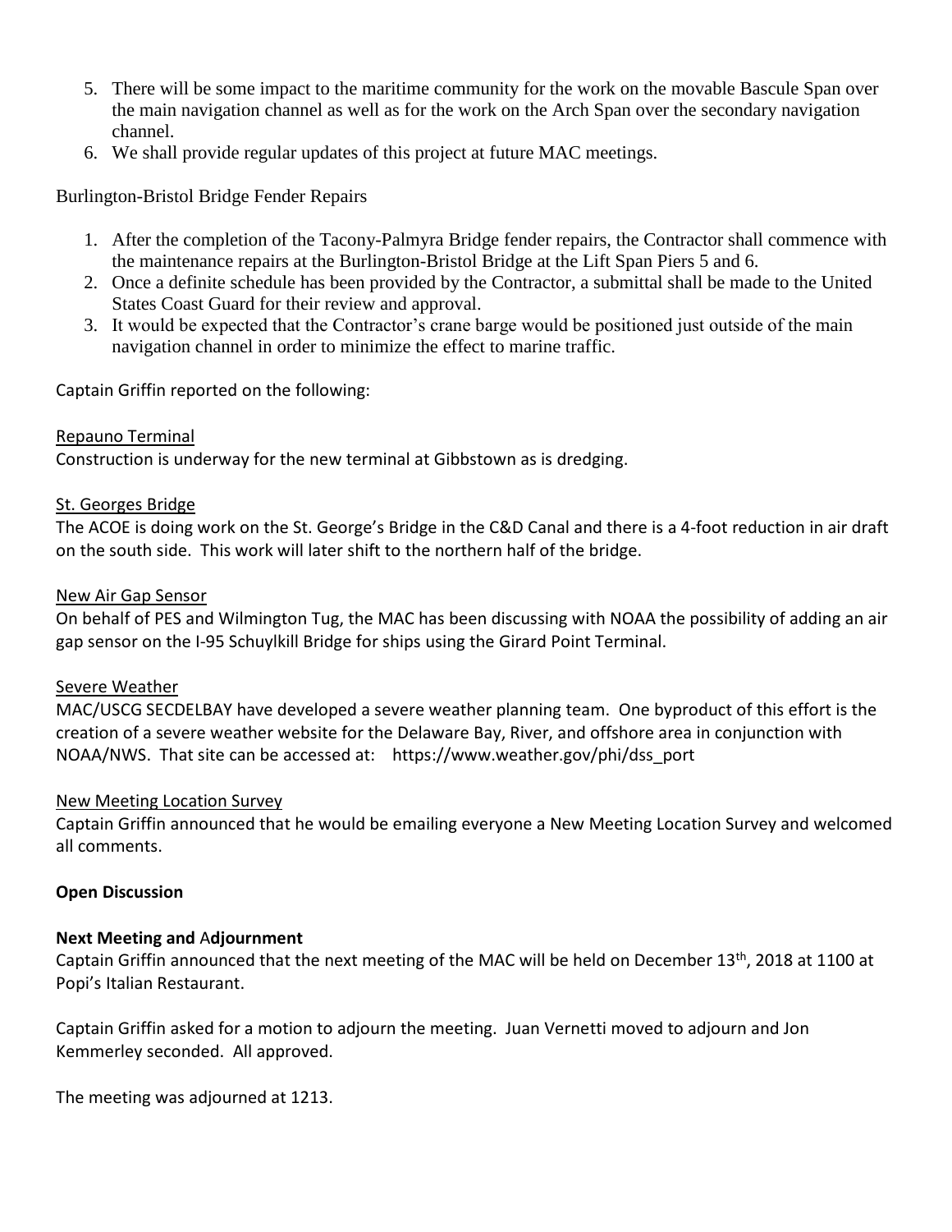5. There will be some impact to the maritime community for the work on the movable Bascule Span over the main navigation channel as well as for the work on the Arch Span over the secondary navigation channel.
6. We shall provide regular updates of this project at future MAC meetings.

Burlington-Bristol Bridge Fender Repairs

1. After the completion of the Tacony-Palmyra Bridge fender repairs, the Contractor shall commence with the maintenance repairs at the Burlington-Bristol Bridge at the Lift Span Piers 5 and 6.
2. Once a definite schedule has been provided by the Contractor, a submittal shall be made to the United States Coast Guard for their review and approval.
3. It would be expected that the Contractor's crane barge would be positioned just outside of the main navigation channel in order to minimize the effect to marine traffic.

Captain Griffin reported on the following:

Repauno Terminal

Construction is underway for the new terminal at Gibbstown as is dredging.

St. Georges Bridge

The ACOE is doing work on the St. George's Bridge in the C&D Canal and there is a 4-foot reduction in air draft on the south side. This work will later shift to the northern half of the bridge.

New Air Gap Sensor

On behalf of PES and Wilmington Tug, the MAC has been discussing with NOAA the possibility of adding an air gap sensor on the I-95 Schuylkill Bridge for ships using the Girard Point Terminal.

Severe Weather

MAC/USCG SECDELBAY have developed a severe weather planning team. One byproduct of this effort is the creation of a severe weather website for the Delaware Bay, River, and offshore area in conjunction with NOAA/NWS. That site can be accessed at: https://www.weather.gov/phi/dss_port

New Meeting Location Survey

Captain Griffin announced that he would be emailing everyone a New Meeting Location Survey and welcomed all comments.

**Open Discussion**

**Next Meeting and Adjournment**

Captain Griffin announced that the next meeting of the MAC will be held on December 13th, 2018 at 1100 at Popi's Italian Restaurant.

Captain Griffin asked for a motion to adjourn the meeting. Juan Vernetti moved to adjourn and Jon Kemmerley seconded. All approved.

The meeting was adjourned at 1213.